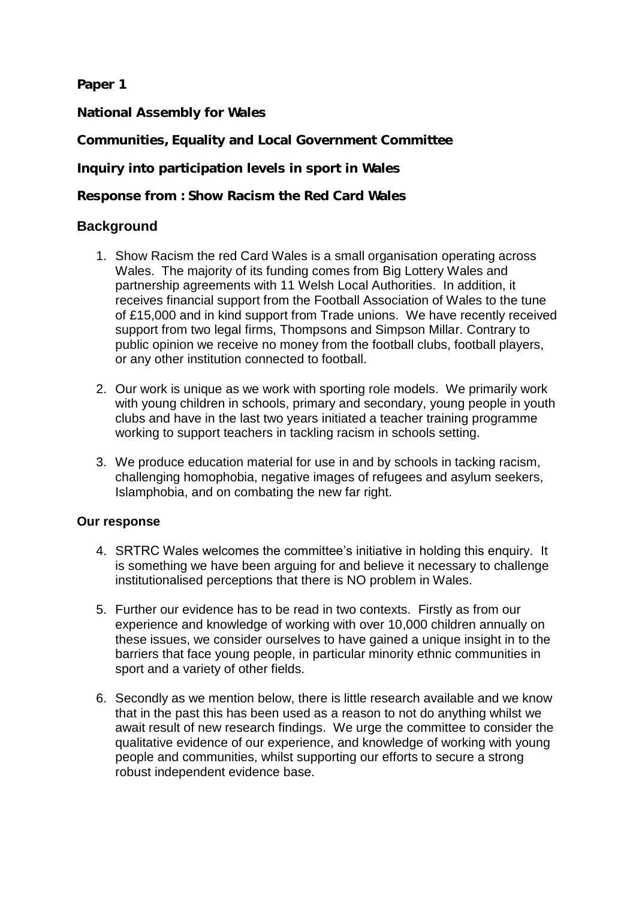**Paper 1**

**National Assembly for Wales**

**Communities, Equality and Local Government Committee**

**Inquiry into participation levels in sport in Wales**

**Response from : Show Racism the Red Card Wales**

## Background

1. Show Racism the red Card Wales is a small organisation operating across Wales. The majority of its funding comes from Big Lottery Wales and partnership agreements with 11 Welsh Local Authorities. In addition, it receives financial support from the Football Association of Wales to the tune of £15,000 and in kind support from Trade unions. We have recently received support from two legal firms, Thompsons and Simpson Millar. Contrary to public opinion we receive no money from the football clubs, football players, or any other institution connected to football.

2. Our work is unique as we work with sporting role models. We primarily work with young children in schools, primary and secondary, young people in youth clubs and have in the last two years initiated a teacher training programme working to support teachers in tackling racism in schools setting.

3. We produce education material for use in and by schools in tacking racism, challenging homophobia, negative images of refugees and asylum seekers, Islamphobia, and on combating the new far right.

**Our response**

4. SRTRC Wales welcomes the committee's initiative in holding this enquiry. It is something we have been arguing for and believe it necessary to challenge institutionalised perceptions that there is NO problem in Wales.

5. Further our evidence has to be read in two contexts. Firstly as from our experience and knowledge of working with over 10,000 children annually on these issues, we consider ourselves to have gained a unique insight in to the barriers that face young people, in particular minority ethnic communities in sport and a variety of other fields.

6. Secondly as we mention below, there is little research available and we know that in the past this has been used as a reason to not do anything whilst we await result of new research findings. We urge the committee to consider the qualitative evidence of our experience, and knowledge of working with young people and communities, whilst supporting our efforts to secure a strong robust independent evidence base.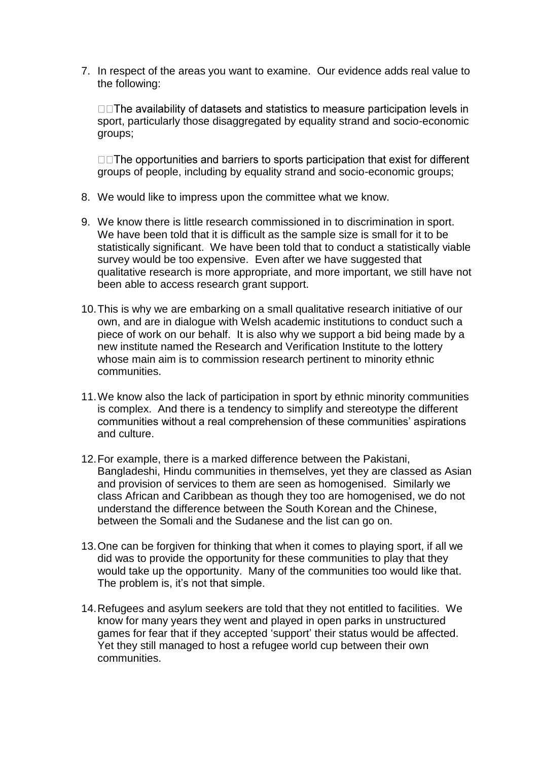7. In respect of the areas you want to examine. Our evidence adds real value to the following:

   - The availability of datasets and statistics to measure participation levels in sport, particularly those disaggregated by equality strand and socio-economic groups;

   - The opportunities and barriers to sports participation that exist for different groups of people, including by equality strand and socio-economic groups;

8. We would like to impress upon the committee what we know.

9. We know there is little research commissioned in to discrimination in sport. We have been told that it is difficult as the sample size is small for it to be statistically significant. We have been told that to conduct a statistically viable survey would be too expensive. Even after we have suggested that qualitative research is more appropriate, and more important, we still have not been able to access research grant support.

10. This is why we are embarking on a small qualitative research initiative of our own, and are in dialogue with Welsh academic institutions to conduct such a piece of work on our behalf. It is also why we support a bid being made by a new institute named the Research and Verification Institute to the lottery whose main aim is to commission research pertinent to minority ethnic communities.

11. We know also the lack of participation in sport by ethnic minority communities is complex. And there is a tendency to simplify and stereotype the different communities without a real comprehension of these communities' aspirations and culture.

12. For example, there is a marked difference between the Pakistani, Bangladeshi, Hindu communities in themselves, yet they are classed as Asian and provision of services to them are seen as homogenised. Similarly we class African and Caribbean as though they too are homogenised, we do not understand the difference between the South Korean and the Chinese, between the Somali and the Sudanese and the list can go on.

13. One can be forgiven for thinking that when it comes to playing sport, if all we did was to provide the opportunity for these communities to play that they would take up the opportunity. Many of the communities too would like that. The problem is, it's not that simple.

14. Refugees and asylum seekers are told that they not entitled to facilities. We know for many years they went and played in open parks in unstructured games for fear that if they accepted 'support' their status would be affected. Yet they still managed to host a refugee world cup between their own communities.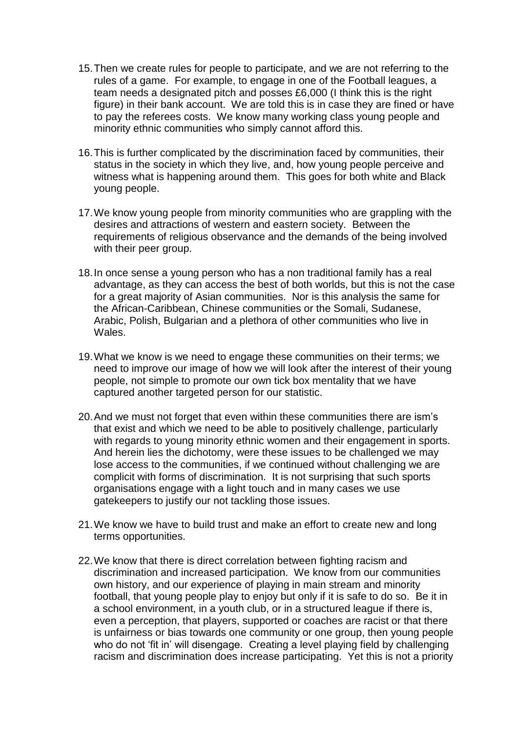15. Then we create rules for people to participate, and we are not referring to the rules of a game. For example, to engage in one of the Football leagues, a team needs a designated pitch and posses £6,000 (I think this is the right figure) in their bank account. We are told this is in case they are fined or have to pay the referees costs. We know many working class young people and minority ethnic communities who simply cannot afford this.

16. This is further complicated by the discrimination faced by communities, their status in the society in which they live, and, how young people perceive and witness what is happening around them. This goes for both white and Black young people.

17. We know young people from minority communities who are grappling with the desires and attractions of western and eastern society. Between the requirements of religious observance and the demands of the being involved with their peer group.

18. In once sense a young person who has a non traditional family has a real advantage, as they can access the best of both worlds, but this is not the case for a great majority of Asian communities. Nor is this analysis the same for the African-Caribbean, Chinese communities or the Somali, Sudanese, Arabic, Polish, Bulgarian and a plethora of other communities who live in Wales.

19. What we know is we need to engage these communities on their terms; we need to improve our image of how we will look after the interest of their young people, not simple to promote our own tick box mentality that we have captured another targeted person for our statistic.

20. And we must not forget that even within these communities there are ism's that exist and which we need to be able to positively challenge, particularly with regards to young minority ethnic women and their engagement in sports. And herein lies the dichotomy, were these issues to be challenged we may lose access to the communities, if we continued without challenging we are complicit with forms of discrimination. It is not surprising that such sports organisations engage with a light touch and in many cases we use gatekeepers to justify our not tackling those issues.

21. We know we have to build trust and make an effort to create new and long terms opportunities.

22. We know that there is direct correlation between fighting racism and discrimination and increased participation. We know from our communities own history, and our experience of playing in main stream and minority football, that young people play to enjoy but only if it is safe to do so. Be it in a school environment, in a youth club, or in a structured league if there is, even a perception, that players, supported or coaches are racist or that there is unfairness or bias towards one community or one group, then young people who do not 'fit in' will disengage. Creating a level playing field by challenging racism and discrimination does increase participating. Yet this is not a priority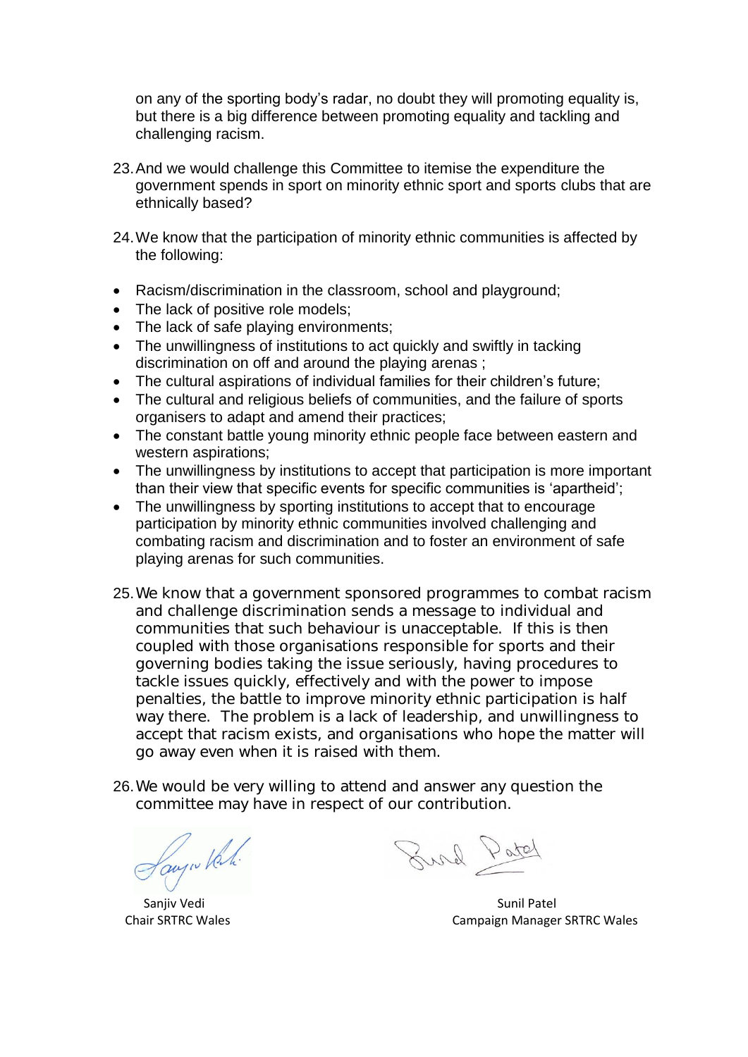on any of the sporting body's radar, no doubt they will promoting equality is, but there is a big difference between promoting equality and tackling and challenging racism.

23. And we would challenge this Committee to itemise the expenditure the government spends in sport on minority ethnic sport and sports clubs that are ethnically based?

24. We know that the participation of minority ethnic communities is affected by the following:

- Racism/discrimination in the classroom, school and playground;
- The lack of positive role models;
- The lack of safe playing environments;
- The unwillingness of institutions to act quickly and swiftly in tacking discrimination on off and around the playing arenas ;
- The cultural aspirations of individual families for their children's future;
- The cultural and religious beliefs of communities, and the failure of sports organisers to adapt and amend their practices;
- The constant battle young minority ethnic people face between eastern and western aspirations;
- The unwillingness by institutions to accept that participation is more important than their view that specific events for specific communities is 'apartheid';
- The unwillingness by sporting institutions to accept that to encourage participation by minority ethnic communities involved challenging and combating racism and discrimination and to foster an environment of safe playing arenas for such communities.

25. We know that a government sponsored programmes to combat racism and challenge discrimination sends a message to individual and communities that such behaviour is unacceptable. If this is then coupled with those organisations responsible for sports and their governing bodies taking the issue seriously, having procedures to tackle issues quickly, effectively and with the power to impose penalties, the battle to improve minority ethnic participation is half way there. The problem is a lack of leadership, and unwillingness to accept that racism exists, and organisations who hope the matter will go away even when it is raised with them.

26. We would be very willing to attend and answer any question the committee may have in respect of our contribution.

Sanjiv Vedi
Chair SRTRC Wales

Sunil Patel
Campaign Manager SRTRC Wales